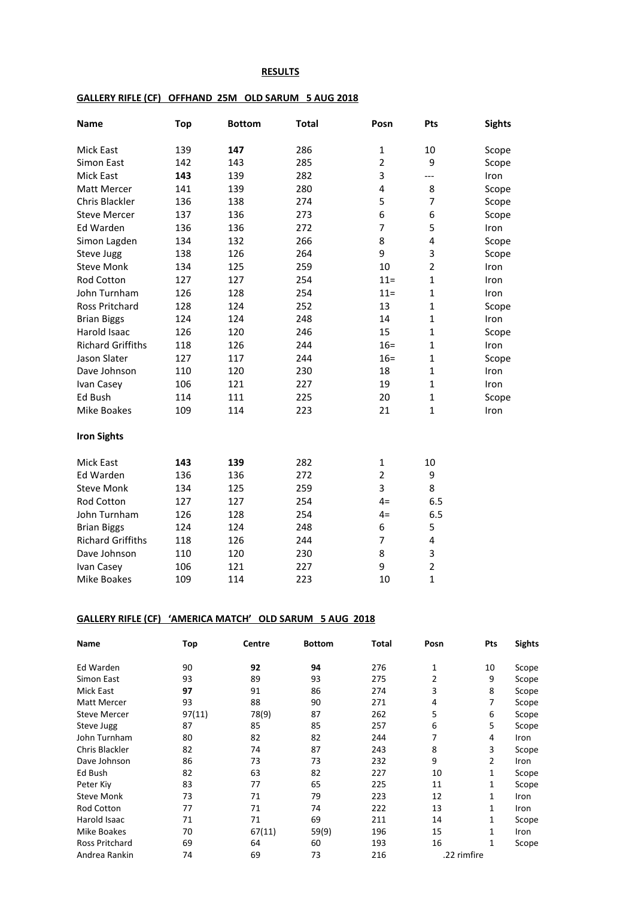**RESULTS**

**GALLERY RIFLE (CF) OFFHAND 25M OLD SARUM 5 AUG 2018**

| Name | Top | Bottom | Total | Posn | Pts | Sights |
|---|---|---|---|---|---|---|
| Mick East | 139 | **147** | 286 | 1 | 10 | Scope |
| Simon East | 142 | 143 | 285 | 2 | 9 | Scope |
| Mick East | **143** | 139 | 282 | 3 | --- | Iron |
| Matt Mercer | 141 | 139 | 280 | 4 | 8 | Scope |
| Chris Blackler | 136 | 138 | 274 | 5 | 7 | Scope |
| Steve Mercer | 137 | 136 | 273 | 6 | 6 | Scope |
| Ed Warden | 136 | 136 | 272 | 7 | 5 | Iron |
| Simon Lagden | 134 | 132 | 266 | 8 | 4 | Scope |
| Steve Jugg | 138 | 126 | 264 | 9 | 3 | Scope |
| Steve Monk | 134 | 125 | 259 | 10 | 2 | Iron |
| Rod Cotton | 127 | 127 | 254 | 11= | 1 | Iron |
| John Turnham | 126 | 128 | 254 | 11= | 1 | Iron |
| Ross Pritchard | 128 | 124 | 252 | 13 | 1 | Scope |
| Brian Biggs | 124 | 124 | 248 | 14 | 1 | Iron |
| Harold Isaac | 126 | 120 | 246 | 15 | 1 | Scope |
| Richard Griffiths | 118 | 126 | 244 | 16= | 1 | Iron |
| Jason Slater | 127 | 117 | 244 | 16= | 1 | Scope |
| Dave Johnson | 110 | 120 | 230 | 18 | 1 | Iron |
| Ivan Casey | 106 | 121 | 227 | 19 | 1 | Iron |
| Ed Bush | 114 | 111 | 225 | 20 | 1 | Scope |
| Mike Boakes | 109 | 114 | 223 | 21 | 1 | Iron |

**Iron Sights**

| Name | Top | Bottom | Total | Posn | Pts |
|---|---|---|---|---|---|
| Mick East | **143** | **139** | 282 | 1 | 10 |
| Ed Warden | 136 | 136 | 272 | 2 | 9 |
| Steve Monk | 134 | 125 | 259 | 3 | 8 |
| Rod Cotton | 127 | 127 | 254 | 4= | 6.5 |
| John Turnham | 126 | 128 | 254 | 4= | 6.5 |
| Brian Biggs | 124 | 124 | 248 | 6 | 5 |
| Richard Griffiths | 118 | 126 | 244 | 7 | 4 |
| Dave Johnson | 110 | 120 | 230 | 8 | 3 |
| Ivan Casey | 106 | 121 | 227 | 9 | 2 |
| Mike Boakes | 109 | 114 | 223 | 10 | 1 |

**GALLERY RIFLE (CF) 'AMERICA MATCH' OLD SARUM 5 AUG 2018**

| Name | Top | Centre | Bottom | Total | Posn | Pts | Sights |
|---|---|---|---|---|---|---|---|
| Ed Warden | 90 | **92** | **94** | 276 | 1 | 10 | Scope |
| Simon East | 93 | 89 | 93 | 275 | 2 | 9 | Scope |
| Mick East | **97** | 91 | 86 | 274 | 3 | 8 | Scope |
| Matt Mercer | 93 | 88 | 90 | 271 | 4 | 7 | Scope |
| Steve Mercer | 97(11) | 78(9) | 87 | 262 | 5 | 6 | Scope |
| Steve Jugg | 87 | 85 | 85 | 257 | 6 | 5 | Scope |
| John Turnham | 80 | 82 | 82 | 244 | 7 | 4 | Iron |
| Chris Blackler | 82 | 74 | 87 | 243 | 8 | 3 | Scope |
| Dave Johnson | 86 | 73 | 73 | 232 | 9 | 2 | Iron |
| Ed Bush | 82 | 63 | 82 | 227 | 10 | 1 | Scope |
| Peter Kiy | 83 | 77 | 65 | 225 | 11 | 1 | Scope |
| Steve Monk | 73 | 71 | 79 | 223 | 12 | 1 | Iron |
| Rod Cotton | 77 | 71 | 74 | 222 | 13 | 1 | Iron |
| Harold Isaac | 71 | 71 | 69 | 211 | 14 | 1 | Scope |
| Mike Boakes | 70 | 67(11) | 59(9) | 196 | 15 | 1 | Iron |
| Ross Pritchard | 69 | 64 | 60 | 193 | 16 | 1 | Scope |
| Andrea Rankin | 74 | 69 | 73 | 216 | .22 rimfire | | |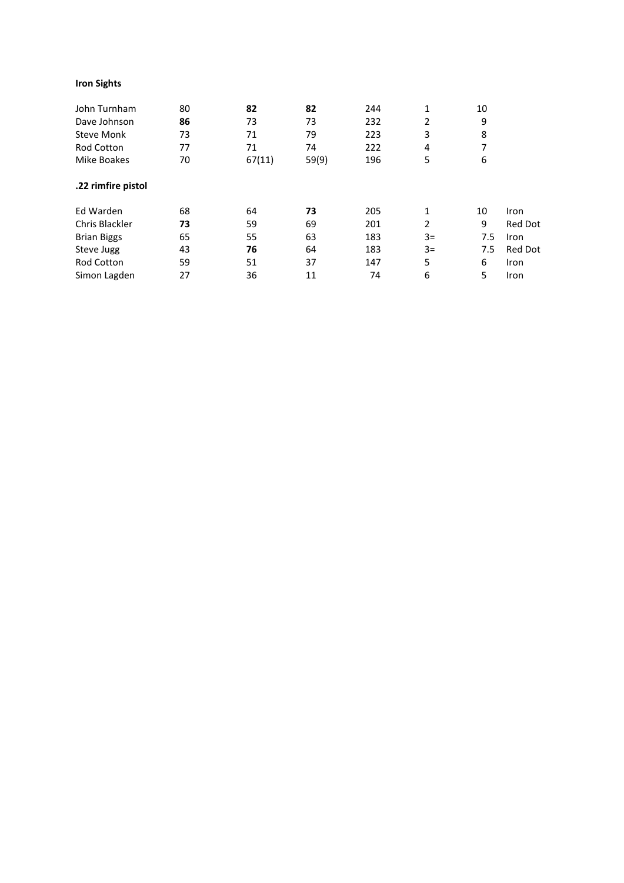**Iron Sights**

| | | | | | | |
|---|---|---|---|---|---|---|
| John Turnham | 80 | **82** | **82** | 244 | 1 | 10 |
| Dave Johnson | **86** | 73 | 73 | 232 | 2 | 9 |
| Steve Monk | 73 | 71 | 79 | 223 | 3 | 8 |
| Rod Cotton | 77 | 71 | 74 | 222 | 4 | 7 |
| Mike Boakes | 70 | 67(11) | 59(9) | 196 | 5 | 6 |

**.22 rimfire pistol**

| | | | | | | | |
|---|---|---|---|---|---|---|---|
| Ed Warden | 68 | 64 | **73** | 205 | 1 | 10 | Iron |
| Chris Blackler | **73** | 59 | 69 | 201 | 2 | 9 | Red Dot |
| Brian Biggs | 65 | 55 | 63 | 183 | 3= | 7.5 | Iron |
| Steve Jugg | 43 | **76** | 64 | 183 | 3= | 7.5 | Red Dot |
| Rod Cotton | 59 | 51 | 37 | 147 | 5 | 6 | Iron |
| Simon Lagden | 27 | 36 | 11 | 74 | 6 | 5 | Iron |